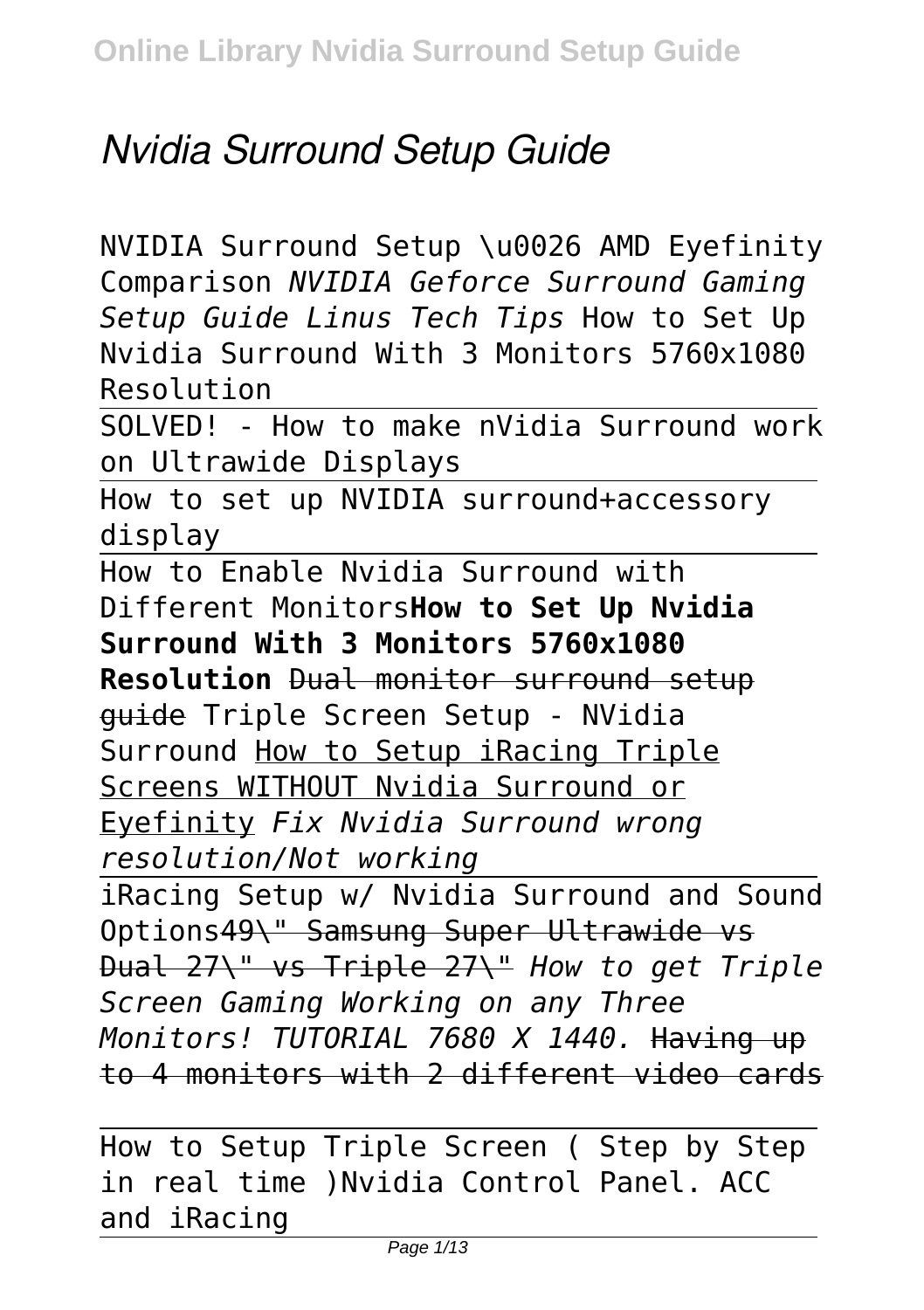# *Nvidia Surround Setup Guide*

NVIDIA Surround Setup \u0026 AMD Eyefinity Comparison *NVIDIA Geforce Surround Gaming Setup Guide Linus Tech Tips* How to Set Up Nvidia Surround With 3 Monitors 5760x1080 Resolution

SOLVED! - How to make nVidia Surround work on Ultrawide Displays

How to set up NVIDIA surround+accessory display

How to Enable Nvidia Surround with Different Monitors**How to Set Up Nvidia Surround With 3 Monitors 5760x1080 Resolution** ~~Dual monitor surround setup guide~~ Triple Screen Setup - NVidia Surround How to Setup iRacing Triple Screens WITHOUT Nvidia Surround or Eyefinity *Fix Nvidia Surround wrong resolution/Not working*

iRacing Setup w/ Nvidia Surround and Sound Options~~49\" Samsung Super Ultrawide vs Dual 27\" vs Triple 27\"~~ *How to get Triple Screen Gaming Working on any Three Monitors! TUTORIAL 7680 X 1440.* ~~Having up to 4 monitors with 2 different video cards~~

How to Setup Triple Screen ( Step by Step in real time )Nvidia Control Panel. ACC and iRacing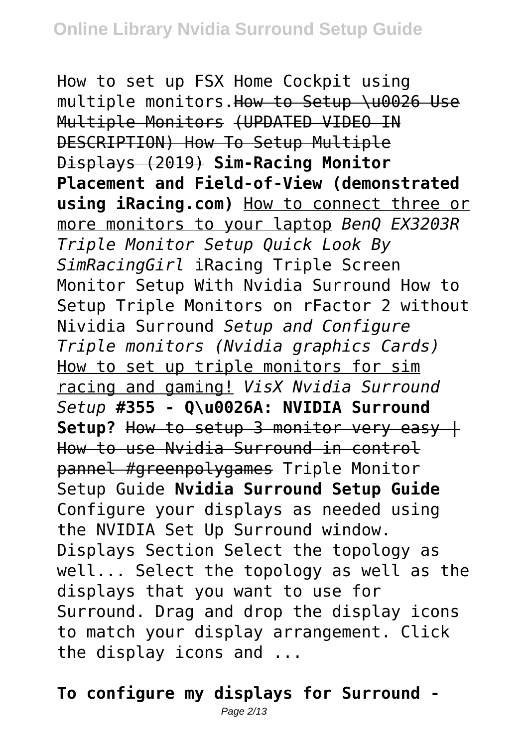How to set up FSX Home Cockpit using multiple monitors.~~How to Setup \u0026 Use Multiple Monitors (UPDATED VIDEO IN DESCRIPTION) How To Setup Multiple Displays (2019)~~ **Sim-Racing Monitor Placement and Field-of-View (demonstrated using iRacing.com)** How to connect three or more monitors to your laptop *BenQ EX3203R Triple Monitor Setup Quick Look By SimRacingGirl* iRacing Triple Screen Monitor Setup With Nvidia Surround How to Setup Triple Monitors on rFactor 2 without Nividia Surround *Setup and Configure Triple monitors (Nvidia graphics Cards)* How to set up triple monitors for sim racing and gaming! *VisX Nvidia Surround Setup* **#355 - Q\u0026A: NVIDIA Surround Setup?** ~~How to setup 3 monitor very easy | How to use Nvidia Surround in control pannel #greenpolygames~~ Triple Monitor Setup Guide **Nvidia Surround Setup Guide**
Configure your displays as needed using the NVIDIA Set Up Surround window. Displays Section Select the topology as well... Select the topology as well as the displays that you want to use for Surround. Drag and drop the display icons to match your display arrangement. Click the display icons and ...

**To configure my displays for Surround -**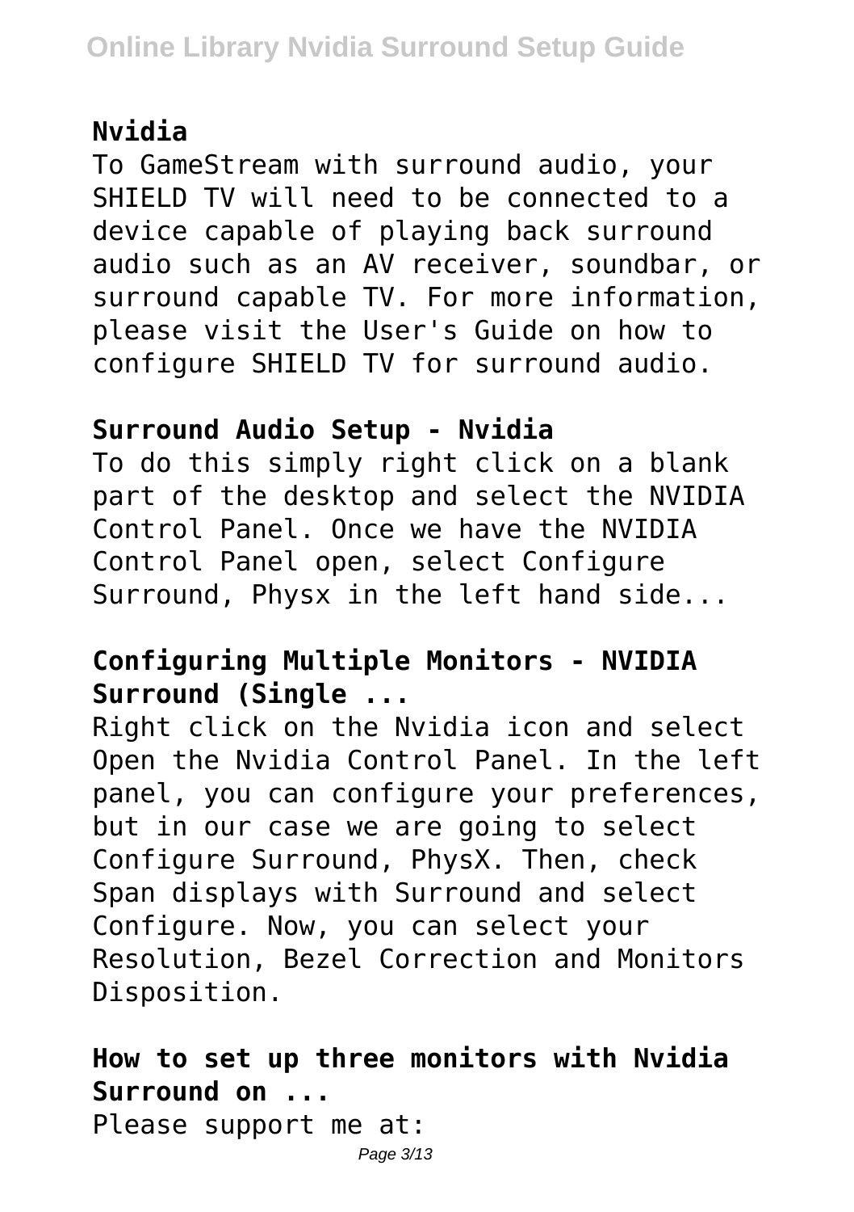**Nvidia**

To GameStream with surround audio, your SHIELD TV will need to be connected to a device capable of playing back surround audio such as an AV receiver, soundbar, or surround capable TV. For more information, please visit the User's Guide on how to configure SHIELD TV for surround audio.

**Surround Audio Setup - Nvidia**

To do this simply right click on a blank part of the desktop and select the NVIDIA Control Panel. Once we have the NVIDIA Control Panel open, select Configure Surround, Physx in the left hand side...

**Configuring Multiple Monitors - NVIDIA Surround (Single ...**

Right click on the Nvidia icon and select Open the Nvidia Control Panel. In the left panel, you can configure your preferences, but in our case we are going to select Configure Surround, PhysX. Then, check Span displays with Surround and select Configure. Now, you can select your Resolution, Bezel Correction and Monitors Disposition.

**How to set up three monitors with Nvidia Surround on ...**

Please support me at: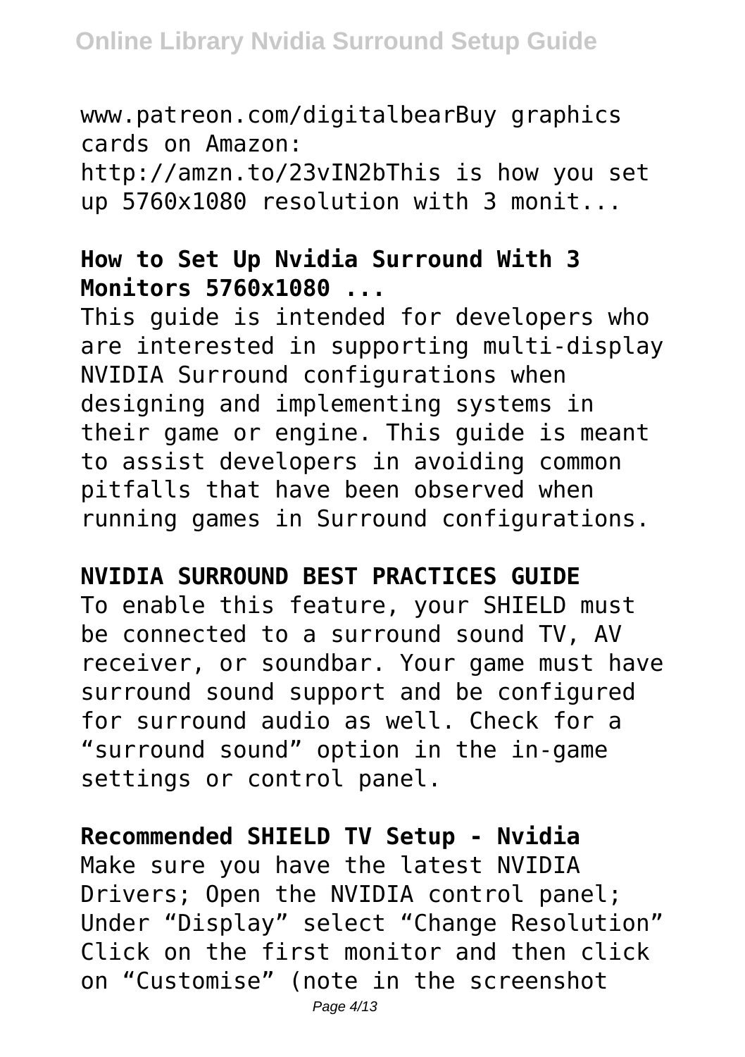www.patreon.com/digitalbearBuy graphics cards on Amazon: http://amzn.to/23vIN2bThis is how you set up 5760x1080 resolution with 3 monit...

**How to Set Up Nvidia Surround With 3 Monitors 5760x1080 ...**

This guide is intended for developers who are interested in supporting multi-display NVIDIA Surround configurations when designing and implementing systems in their game or engine. This guide is meant to assist developers in avoiding common pitfalls that have been observed when running games in Surround configurations.

**NVIDIA SURROUND BEST PRACTICES GUIDE**

To enable this feature, your SHIELD must be connected to a surround sound TV, AV receiver, or soundbar. Your game must have surround sound support and be configured for surround audio as well. Check for a "surround sound" option in the in-game settings or control panel.

**Recommended SHIELD TV Setup - Nvidia**

Make sure you have the latest NVIDIA Drivers; Open the NVIDIA control panel; Under "Display" select "Change Resolution" Click on the first monitor and then click on "Customise" (note in the screenshot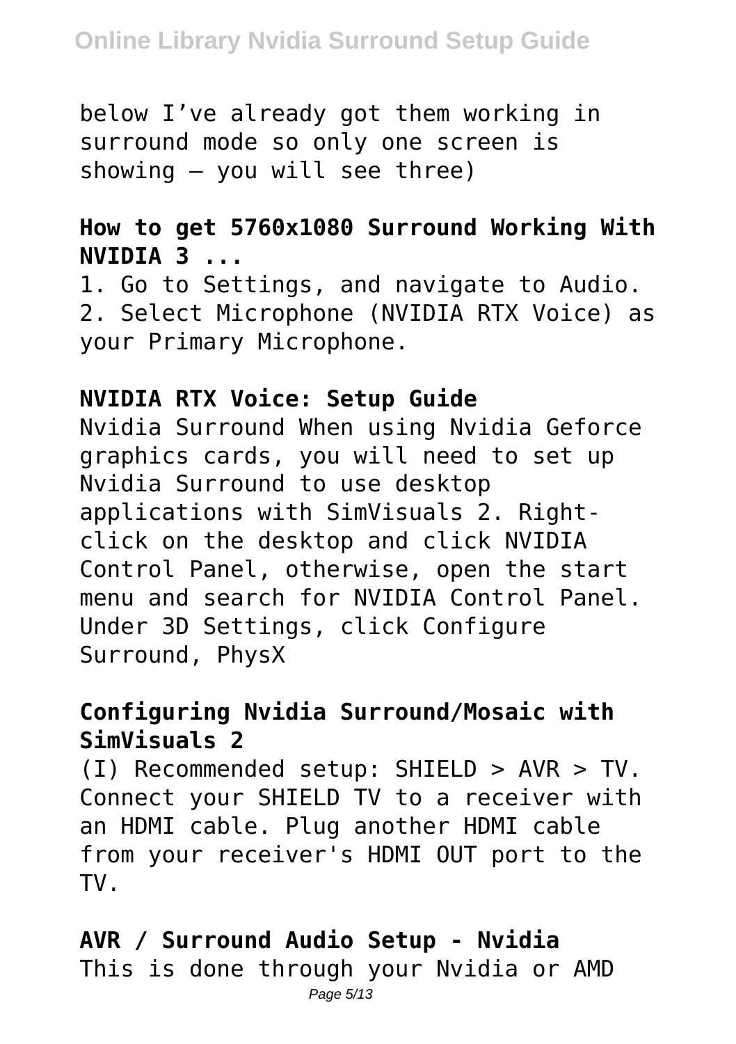below I’ve already got them working in surround mode so only one screen is showing – you will see three)

**How to get 5760x1080 Surround Working With NVIDIA 3 ...**

1. Go to Settings, and navigate to Audio.
2. Select Microphone (NVIDIA RTX Voice) as your Primary Microphone.

**NVIDIA RTX Voice: Setup Guide**

Nvidia Surround When using Nvidia Geforce graphics cards, you will need to set up Nvidia Surround to use desktop applications with SimVisuals 2. Right-click on the desktop and click NVIDIA Control Panel, otherwise, open the start menu and search for NVIDIA Control Panel. Under 3D Settings, click Configure Surround, PhysX

**Configuring Nvidia Surround/Mosaic with SimVisuals 2**

(I) Recommended setup: SHIELD > AVR > TV. Connect your SHIELD TV to a receiver with an HDMI cable. Plug another HDMI cable from your receiver's HDMI OUT port to the TV.

**AVR / Surround Audio Setup - Nvidia**

This is done through your Nvidia or AMD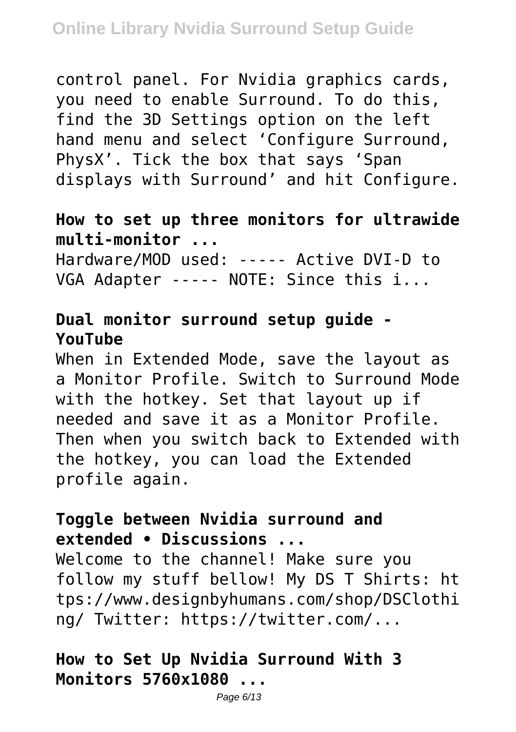control panel. For Nvidia graphics cards, you need to enable Surround. To do this, find the 3D Settings option on the left hand menu and select 'Configure Surround, PhysX'. Tick the box that says 'Span displays with Surround' and hit Configure.

**How to set up three monitors for ultrawide multi-monitor ...**

Hardware/MOD used: ----- Active DVI-D to VGA Adapter ----- NOTE: Since this i...

**Dual monitor surround setup guide - YouTube**

When in Extended Mode, save the layout as a Monitor Profile. Switch to Surround Mode with the hotkey. Set that layout up if needed and save it as a Monitor Profile. Then when you switch back to Extended with the hotkey, you can load the Extended profile again.

**Toggle between Nvidia surround and extended • Discussions ...**

Welcome to the channel! Make sure you follow my stuff bellow! My DS T Shirts: https://www.designbyhumans.com/shop/DSClothing/ Twitter: https://twitter.com/...

**How to Set Up Nvidia Surround With 3 Monitors 5760x1080 ...**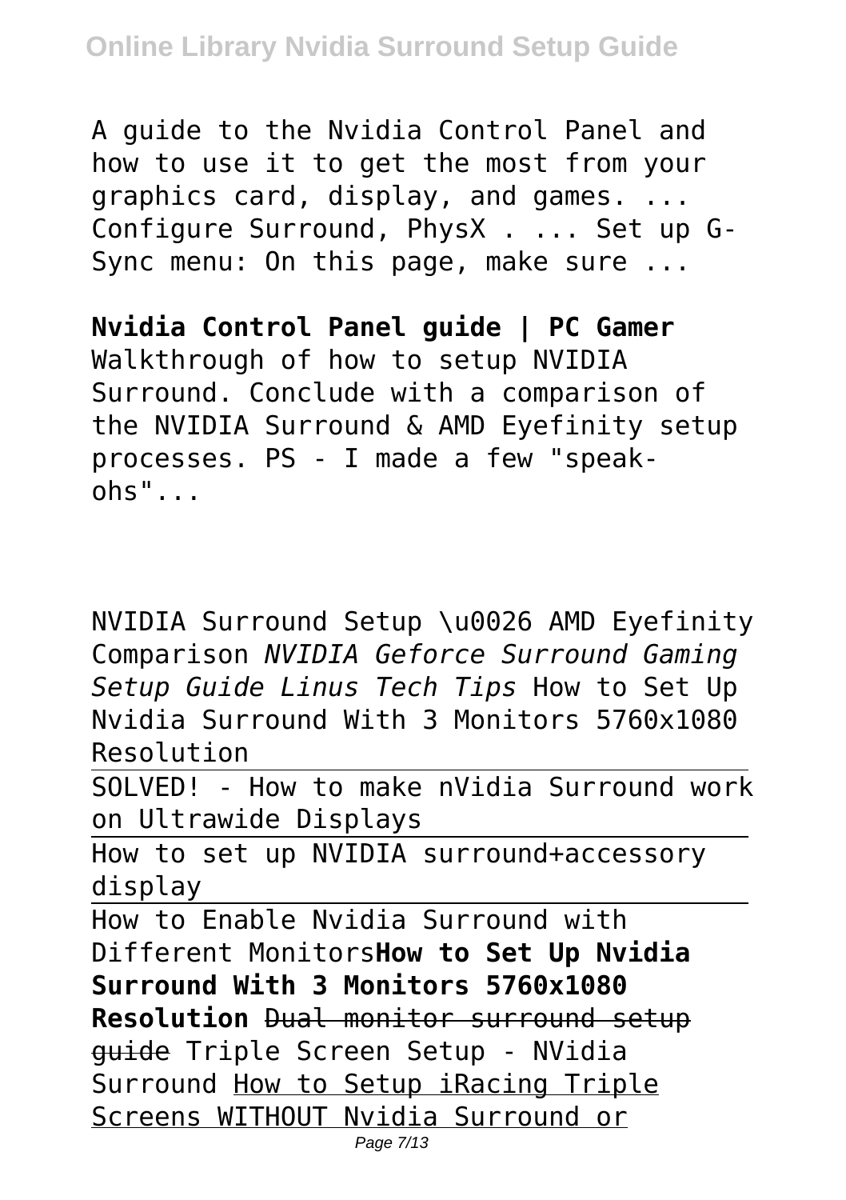A guide to the Nvidia Control Panel and how to use it to get the most from your graphics card, display, and games. ... Configure Surround, PhysX . ... Set up G-Sync menu: On this page, make sure ...

**Nvidia Control Panel guide | PC Gamer**

Walkthrough of how to setup NVIDIA Surround. Conclude with a comparison of the NVIDIA Surround & AMD Eyefinity setup processes. PS - I made a few "speak-ohs"...

NVIDIA Surround Setup \u0026 AMD Eyefinity Comparison *NVIDIA Geforce Surround Gaming Setup Guide Linus Tech Tips* How to Set Up Nvidia Surround With 3 Monitors 5760x1080 Resolution

SOLVED! - How to make nVidia Surround work on Ultrawide Displays

How to set up NVIDIA surround+accessory display

How to Enable Nvidia Surround with Different Monitors**How to Set Up Nvidia Surround With 3 Monitors 5760x1080 Resolution** ~~Dual monitor surround setup guide~~ Triple Screen Setup - NVidia Surround How to Setup iRacing Triple Screens WITHOUT Nvidia Surround or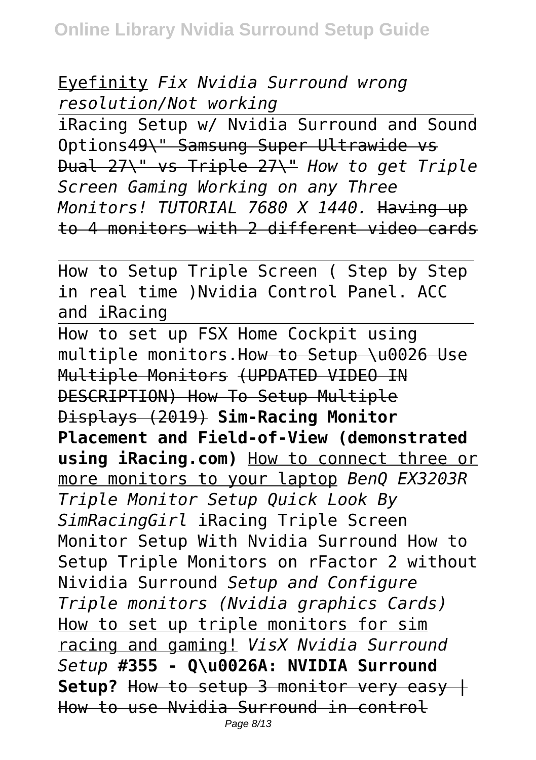Eyefinity *Fix Nvidia Surround wrong resolution/Not working*

iRacing Setup w/ Nvidia Surround and Sound Options49\" Samsung Super Ultrawide vs Dual 27\" vs Triple 27\" *How to get Triple Screen Gaming Working on any Three Monitors! TUTORIAL 7680 X 1440.* Having up to 4 monitors with 2 different video cards

How to Setup Triple Screen ( Step by Step in real time )Nvidia Control Panel. ACC and iRacing

How to set up FSX Home Cockpit using multiple monitors.How to Setup \u0026 Use Multiple Monitors (UPDATED VIDEO IN DESCRIPTION) How To Setup Multiple Displays (2019) **Sim-Racing Monitor Placement and Field-of-View (demonstrated using iRacing.com)** How to connect three or more monitors to your laptop *BenQ EX3203R Triple Monitor Setup Quick Look By SimRacingGirl* iRacing Triple Screen Monitor Setup With Nvidia Surround How to Setup Triple Monitors on rFactor 2 without Nividia Surround *Setup and Configure Triple monitors (Nvidia graphics Cards)* How to set up triple monitors for sim racing and gaming! *VisX Nvidia Surround Setup* **#355 - Q\u0026A: NVIDIA Surround Setup?** How to setup 3 monitor very easy | How to use Nvidia Surround in control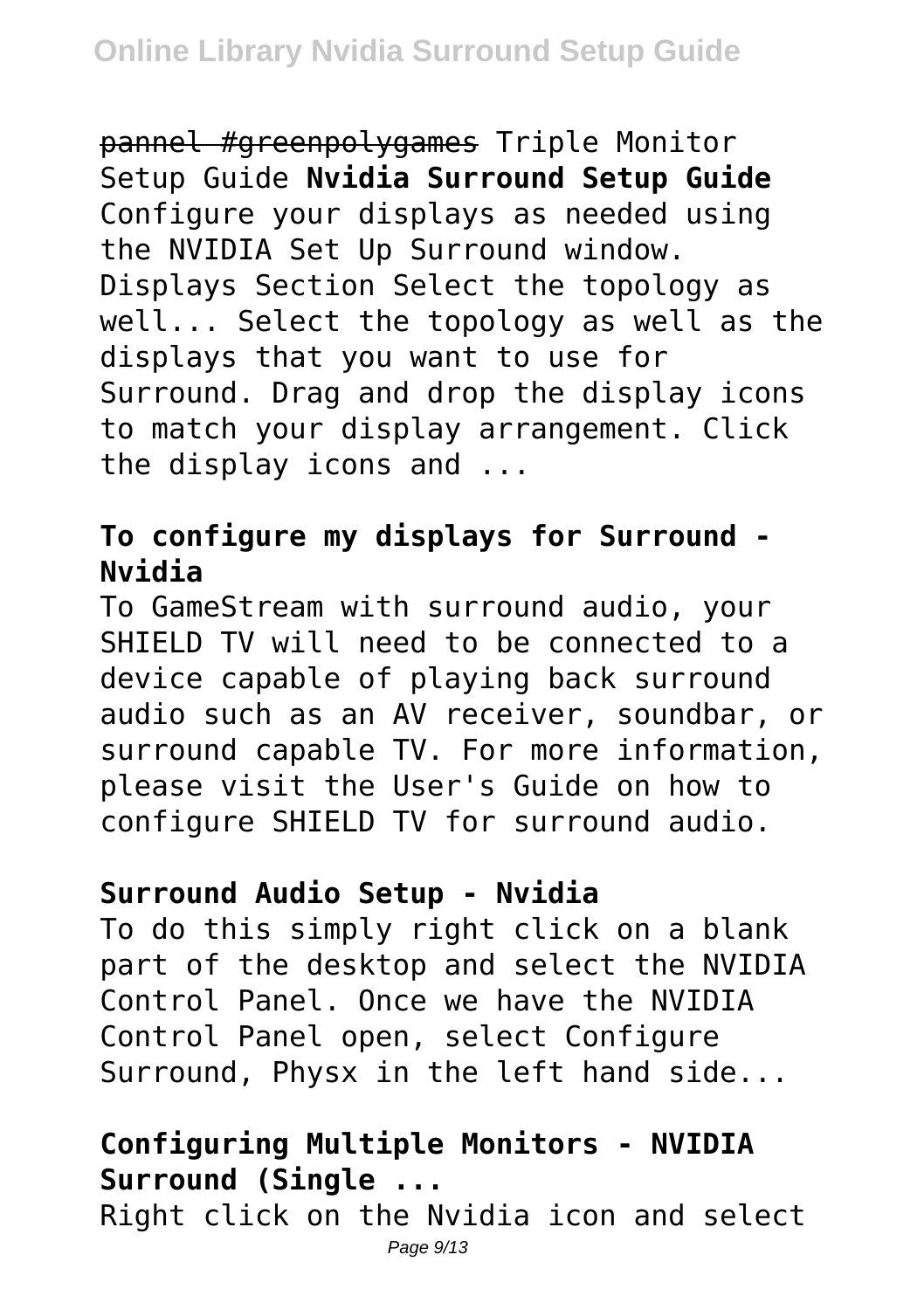~~pannel #greenpolygames~~ Triple Monitor Setup Guide **Nvidia Surround Setup Guide** Configure your displays as needed using the NVIDIA Set Up Surround window. Displays Section Select the topology as well... Select the topology as well as the displays that you want to use for Surround. Drag and drop the display icons to match your display arrangement. Click the display icons and ...

## To configure my displays for Surround - Nvidia

To GameStream with surround audio, your SHIELD TV will need to be connected to a device capable of playing back surround audio such as an AV receiver, soundbar, or surround capable TV. For more information, please visit the User's Guide on how to configure SHIELD TV for surround audio.

## Surround Audio Setup - Nvidia

To do this simply right click on a blank part of the desktop and select the NVIDIA Control Panel. Once we have the NVIDIA Control Panel open, select Configure Surround, Physx in the left hand side...

## Configuring Multiple Monitors - NVIDIA Surround (Single ...

Right click on the Nvidia icon and select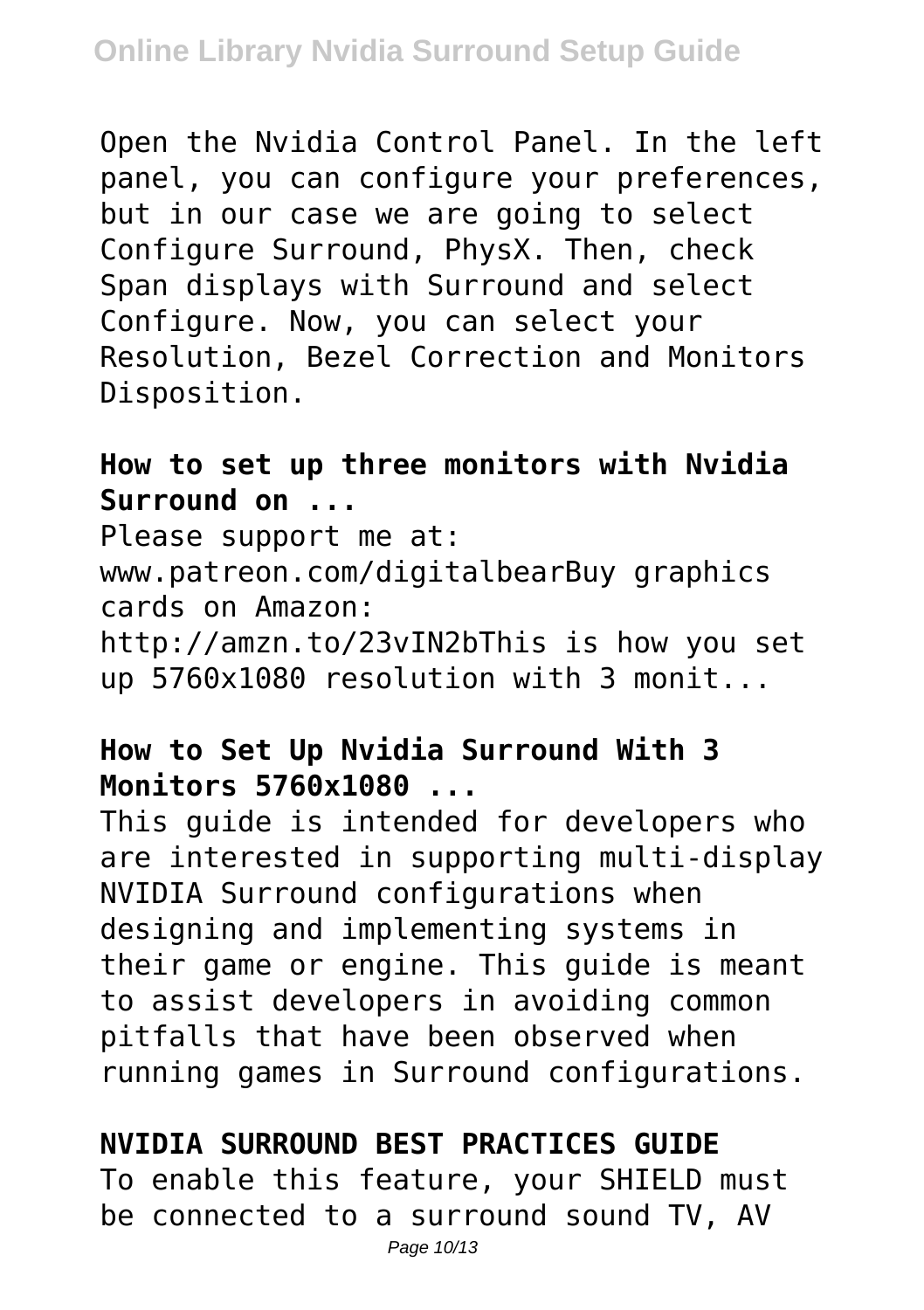Open the Nvidia Control Panel. In the left panel, you can configure your preferences, but in our case we are going to select Configure Surround, PhysX. Then, check Span displays with Surround and select Configure. Now, you can select your Resolution, Bezel Correction and Monitors Disposition.

**How to set up three monitors with Nvidia Surround on ...**

Please support me at: www.patreon.com/digitalbearBuy graphics cards on Amazon: http://amzn.to/23vIN2bThis is how you set up 5760x1080 resolution with 3 monit...

**How to Set Up Nvidia Surround With 3 Monitors 5760x1080 ...**

This guide is intended for developers who are interested in supporting multi-display NVIDIA Surround configurations when designing and implementing systems in their game or engine. This guide is meant to assist developers in avoiding common pitfalls that have been observed when running games in Surround configurations.

**NVIDIA SURROUND BEST PRACTICES GUIDE**

To enable this feature, your SHIELD must be connected to a surround sound TV, AV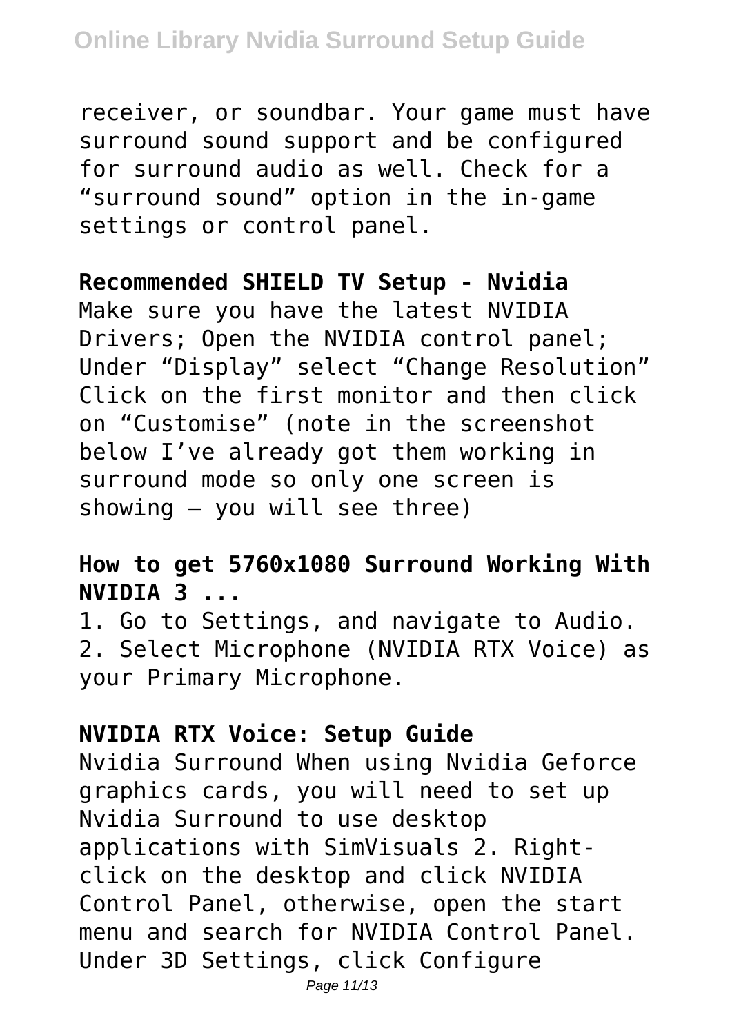receiver, or soundbar. Your game must have surround sound support and be configured for surround audio as well. Check for a “surround sound” option in the in-game settings or control panel.

**Recommended SHIELD TV Setup - Nvidia**

Make sure you have the latest NVIDIA Drivers; Open the NVIDIA control panel; Under “Display” select “Change Resolution” Click on the first monitor and then click on “Customise” (note in the screenshot below I’ve already got them working in surround mode so only one screen is showing – you will see three)

**How to get 5760x1080 Surround Working With NVIDIA 3 ...**

1. Go to Settings, and navigate to Audio.
2. Select Microphone (NVIDIA RTX Voice) as your Primary Microphone.

**NVIDIA RTX Voice: Setup Guide**

Nvidia Surround When using Nvidia Geforce graphics cards, you will need to set up Nvidia Surround to use desktop applications with SimVisuals 2. Right-click on the desktop and click NVIDIA Control Panel, otherwise, open the start menu and search for NVIDIA Control Panel. Under 3D Settings, click Configure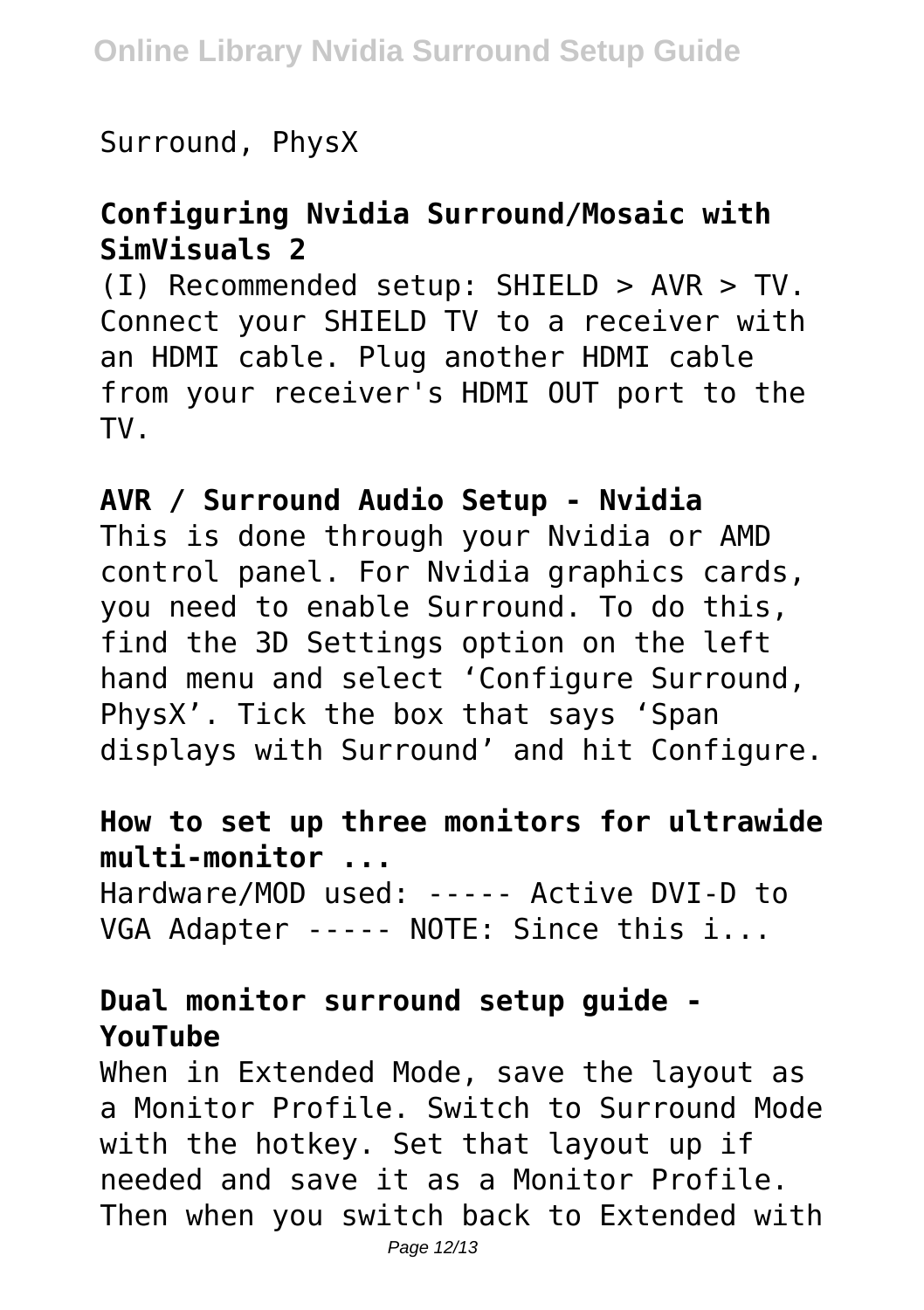Surround, PhysX

### Configuring Nvidia Surround/Mosaic with SimVisuals 2

(I) Recommended setup: SHIELD > AVR > TV. Connect your SHIELD TV to a receiver with an HDMI cable. Plug another HDMI cable from your receiver's HDMI OUT port to the TV.

### AVR / Surround Audio Setup - Nvidia

This is done through your Nvidia or AMD control panel. For Nvidia graphics cards, you need to enable Surround. To do this, find the 3D Settings option on the left hand menu and select 'Configure Surround, PhysX'. Tick the box that says 'Span displays with Surround' and hit Configure.

### How to set up three monitors for ultrawide multi-monitor ...

Hardware/MOD used: ----- Active DVI-D to VGA Adapter ----- NOTE: Since this i...

### Dual monitor surround setup guide - YouTube

When in Extended Mode, save the layout as a Monitor Profile. Switch to Surround Mode with the hotkey. Set that layout up if needed and save it as a Monitor Profile. Then when you switch back to Extended with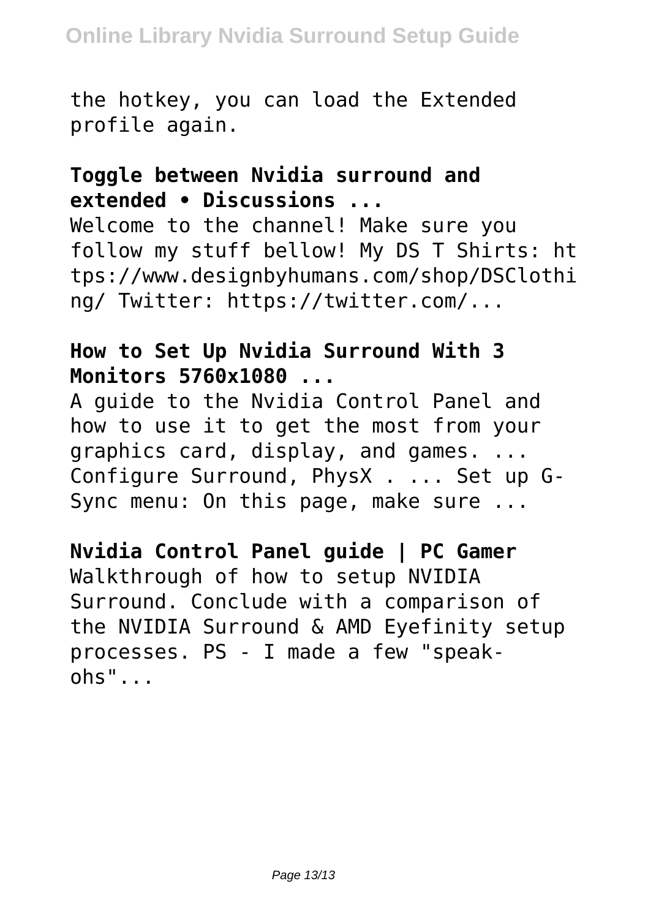the hotkey, you can load the Extended profile again.

**Toggle between Nvidia surround and extended • Discussions ...**

Welcome to the channel! Make sure you follow my stuff bellow! My DS T Shirts: https://www.designbyhumans.com/shop/DSClothing/ Twitter: https://twitter.com/...

**How to Set Up Nvidia Surround With 3 Monitors 5760x1080 ...**

A guide to the Nvidia Control Panel and how to use it to get the most from your graphics card, display, and games. ... Configure Surround, PhysX . ... Set up G-Sync menu: On this page, make sure ...

**Nvidia Control Panel guide | PC Gamer**

Walkthrough of how to setup NVIDIA Surround. Conclude with a comparison of the NVIDIA Surround & AMD Eyefinity setup processes. PS - I made a few "speak-ohs"...